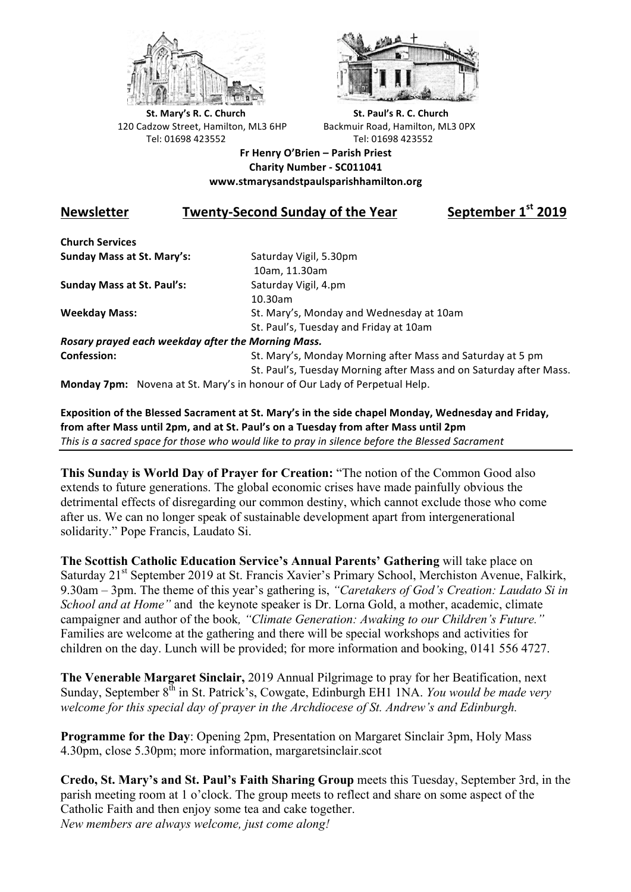**St. Mary's R. C. Church**
120 Cadzow Street, Hamilton, ML3 6HP
Tel: 01698 423552

**St. Paul's R. C. Church**
Backmuir Road, Hamilton, ML3 0PX
Tel: 01698 423552

**Fr Henry O'Brien – Parish Priest**
**Charity Number - SC011041**
**www.stmarysandstpaulsparishhamilton.org**

# Newsletter — Twenty-Second Sunday of the Year — September 1st 2019

**Church Services**

| | |
|---|---|
| **Sunday Mass at St. Mary's:** | Saturday Vigil, 5.30pm<br>10am, 11.30am |
| **Sunday Mass at St. Paul's:** | Saturday Vigil, 4.pm<br>10.30am |
| **Weekday Mass:** | St. Mary's, Monday and Wednesday at 10am<br>St. Paul's, Tuesday and Friday at 10am |

***Rosary prayed each weekday after the Morning Mass.***

| | |
|---|---|
| **Confession:** | St. Mary's, Monday Morning after Mass and Saturday at 5 pm<br>St. Paul's, Tuesday Morning after Mass and on Saturday after Mass. |

**Monday 7pm:** Novena at St. Mary's in honour of Our Lady of Perpetual Help.

**Exposition of the Blessed Sacrament at St. Mary's in the side chapel Monday, Wednesday and Friday, from after Mass until 2pm, and at St. Paul's on a Tuesday from after Mass until 2pm**
*This is a sacred space for those who would like to pray in silence before the Blessed Sacrament*

---

**This Sunday is World Day of Prayer for Creation:** "The notion of the Common Good also extends to future generations. The global economic crises have made painfully obvious the detrimental effects of disregarding our common destiny, which cannot exclude those who come after us. We can no longer speak of sustainable development apart from intergenerational solidarity." Pope Francis, Laudato Si.

**The Scottish Catholic Education Service's Annual Parents' Gathering** will take place on Saturday 21st September 2019 at St. Francis Xavier's Primary School, Merchiston Avenue, Falkirk, 9.30am – 3pm. The theme of this year's gathering is, *"Caretakers of God's Creation: Laudato Si in School and at Home"* and the keynote speaker is Dr. Lorna Gold, a mother, academic, climate campaigner and author of the book, *"Climate Generation: Awaking to our Children's Future."* Families are welcome at the gathering and there will be special workshops and activities for children on the day. Lunch will be provided; for more information and booking, 0141 556 4727.

**The Venerable Margaret Sinclair,** 2019 Annual Pilgrimage to pray for her Beatification, next Sunday, September 8th in St. Patrick's, Cowgate, Edinburgh EH1 1NA. *You would be made very welcome for this special day of prayer in the Archdiocese of St. Andrew's and Edinburgh.*

**Programme for the Day**: Opening 2pm, Presentation on Margaret Sinclair 3pm, Holy Mass 4.30pm, close 5.30pm; more information, margaretsinclair.scot

**Credo, St. Mary's and St. Paul's Faith Sharing Group** meets this Tuesday, September 3rd, in the parish meeting room at 1 o'clock. The group meets to reflect and share on some aspect of the Catholic Faith and then enjoy some tea and cake together.
*New members are always welcome, just come along!*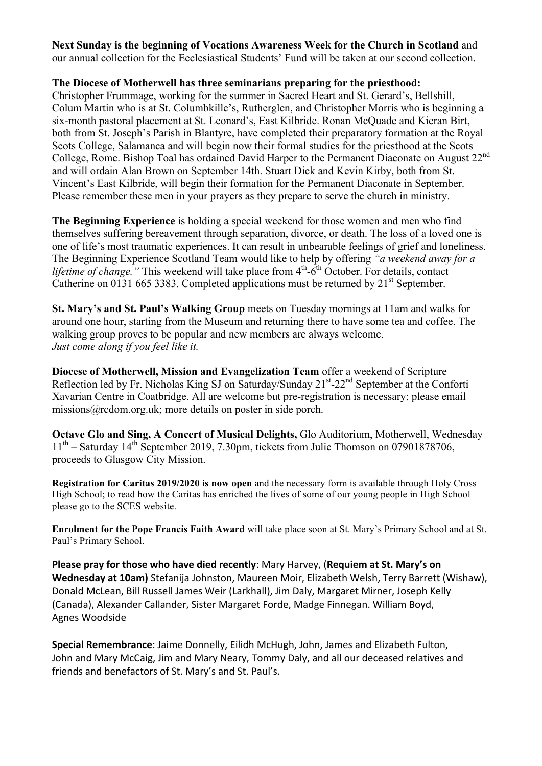**Next Sunday is the beginning of Vocations Awareness Week for the Church in Scotland** and our annual collection for the Ecclesiastical Students' Fund will be taken at our second collection.

**The Diocese of Motherwell has three seminarians preparing for the priesthood:** Christopher Frummage, working for the summer in Sacred Heart and St. Gerard's, Bellshill, Colum Martin who is at St. Columbkille's, Rutherglen, and Christopher Morris who is beginning a six-month pastoral placement at St. Leonard's, East Kilbride. Ronan McQuade and Kieran Birt, both from St. Joseph's Parish in Blantyre, have completed their preparatory formation at the Royal Scots College, Salamanca and will begin now their formal studies for the priesthood at the Scots College, Rome. Bishop Toal has ordained David Harper to the Permanent Diaconate on August 22nd and will ordain Alan Brown on September 14th. Stuart Dick and Kevin Kirby, both from St. Vincent's East Kilbride, will begin their formation for the Permanent Diaconate in September. Please remember these men in your prayers as they prepare to serve the church in ministry.

**The Beginning Experience** is holding a special weekend for those women and men who find themselves suffering bereavement through separation, divorce, or death. The loss of a loved one is one of life's most traumatic experiences. It can result in unbearable feelings of grief and loneliness. The Beginning Experience Scotland Team would like to help by offering *"a weekend away for a lifetime of change."* This weekend will take place from 4th-6th October. For details, contact Catherine on 0131 665 3383. Completed applications must be returned by 21st September.

**St. Mary's and St. Paul's Walking Group** meets on Tuesday mornings at 11am and walks for around one hour, starting from the Museum and returning there to have some tea and coffee. The walking group proves to be popular and new members are always welcome.
*Just come along if you feel like it.*

**Diocese of Motherwell, Mission and Evangelization Team** offer a weekend of Scripture Reflection led by Fr. Nicholas King SJ on Saturday/Sunday 21st-22nd September at the Conforti Xaverian Centre in Coatbridge. All are welcome but pre-registration is necessary; please email missions@rcdom.org.uk; more details on poster in side porch.

**Octave Glo and Sing, A Concert of Musical Delights,** Glo Auditorium, Motherwell, Wednesday 11th – Saturday 14th September 2019, 7.30pm, tickets from Julie Thomson on 07901878706, proceeds to Glasgow City Mission.

**Registration for Caritas 2019/2020 is now open** and the necessary form is available through Holy Cross High School; to read how the Caritas has enriched the lives of some of our young people in High School please go to the SCES website.

**Enrolment for the Pope Francis Faith Award** will take place soon at St. Mary's Primary School and at St. Paul's Primary School.

**Please pray for those who have died recently**: Mary Harvey, (**Requiem at St. Mary's on Wednesday at 10am)** Stefanija Johnston, Maureen Moir, Elizabeth Welsh, Terry Barrett (Wishaw), Donald McLean, Bill Russell James Weir (Larkhall), Jim Daly, Margaret Mirner, Joseph Kelly (Canada), Alexander Callander, Sister Margaret Forde, Madge Finnegan. William Boyd, Agnes Woodside

**Special Remembrance**: Jaime Donnelly, Eilidh McHugh, John, James and Elizabeth Fulton, John and Mary McCaig, Jim and Mary Neary, Tommy Daly, and all our deceased relatives and friends and benefactors of St. Mary's and St. Paul's.